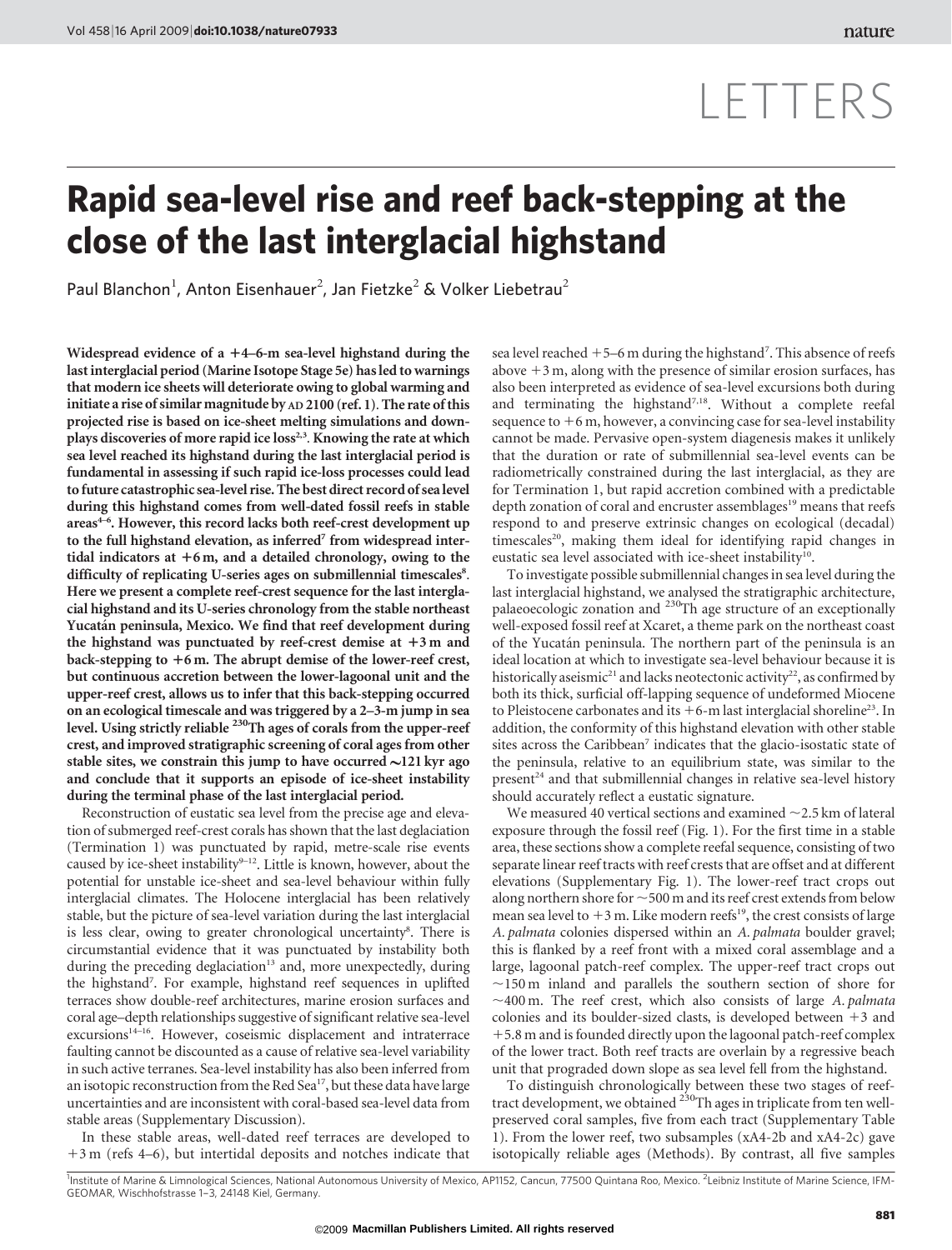# LETTERS

# Rapid sea-level rise and reef back-stepping at the close of the last interglacial highstand

Paul Blanchon[1], Anton Eisenhauer[2], Jan Fietzke[2] & Volker Liebetrau[2]

**Widespread evidence of a +4–6-m sea-level highstand during the last interglacial period (Marine Isotope Stage 5e) has led to warnings that modern ice sheets will deteriorate owing to global warming and initiate a rise of similar magnitude by AD 2100 (ref. 1). The rate of this projected rise is based on ice-sheet melting simulations and downplays discoveries of more rapid ice loss[2,3]. Knowing the rate at which sea level reached its highstand during the last interglacial period is fundamental in assessing if such rapid ice-loss processes could lead to future catastrophic sea-level rise. The best direct record of sea level during this highstand comes from well-dated fossil reefs in stable areas[4–6]. However, this record lacks both reef-crest development up to the full highstand elevation, as inferred[7] from widespread intertidal indicators at +6 m, and a detailed chronology, owing to the difficulty of replicating U-series ages on submillennial timescales[8]. Here we present a complete reef-crest sequence for the last interglacial highstand and its U-series chronology from the stable northeast Yucatán peninsula, Mexico. We find that reef development during the highstand was punctuated by reef-crest demise at +3 m and back-stepping to +6 m. The abrupt demise of the lower-reef crest, but continuous accretion between the lower-lagoonal unit and the upper-reef crest, allows us to infer that this back-stepping occurred on an ecological timescale and was triggered by a 2–3-m jump in sea level. Using strictly reliable $^{230}$Th ages of corals from the upper-reef crest, and improved stratigraphic screening of coral ages from other stable sites, we constrain this jump to have occurred ~121 kyr ago and conclude that it supports an episode of ice-sheet instability during the terminal phase of the last interglacial period.**

Reconstruction of eustatic sea level from the precise age and elevation of submerged reef-crest corals has shown that the last deglaciation (Termination 1) was punctuated by rapid, metre-scale rise events caused by ice-sheet instability[9–12]. Little is known, however, about the potential for unstable ice-sheet and sea-level behaviour within fully interglacial climates. The Holocene interglacial has been relatively stable, but the picture of sea-level variation during the last interglacial is less clear, owing to greater chronological uncertainty[8]. There is circumstantial evidence that it was punctuated by instability both during the preceding deglaciation[13] and, more unexpectedly, during the highstand[7]. For example, highstand reef sequences in uplifted terraces show double-reef architectures, marine erosion surfaces and coral age–depth relationships suggestive of significant relative sea-level excursions[14–16]. However, coseismic displacement and intraterrace faulting cannot be discounted as a cause of relative sea-level variability in such active terranes. Sea-level instability has also been inferred from an isotopic reconstruction from the Red Sea[17], but these data have large uncertainties and are inconsistent with coral-based sea-level data from stable areas (Supplementary Discussion).

In these stable areas, well-dated reef terraces are developed to +3 m (refs 4–6), but intertidal deposits and notches indicate that sea level reached +5–6 m during the highstand[7]. This absence of reefs above +3 m, along with the presence of similar erosion surfaces, has also been interpreted as evidence of sea-level excursions both during and terminating the highstand[7,18]. Without a complete reefal sequence to +6 m, however, a convincing case for sea-level instability cannot be made. Pervasive open-system diagenesis makes it unlikely that the duration or rate of submillennial sea-level events can be radiometrically constrained during the last interglacial, as they are for Termination 1, but rapid accretion combined with a predictable depth zonation of coral and encruster assemblages[19] means that reefs respond to and preserve extrinsic changes on ecological (decadal) timescales[20], making them ideal for identifying rapid changes in eustatic sea level associated with ice-sheet instability[10].

To investigate possible submillennial changes in sea level during the last interglacial highstand, we analysed the stratigraphic architecture, palaeoecologic zonation and $^{230}$Th age structure of an exceptionally well-exposed fossil reef at Xcaret, a theme park on the northeast coast of the Yucatán peninsula. The northern part of the peninsula is an ideal location at which to investigate sea-level behaviour because it is historically aseismic[21] and lacks neotectonic activity[22], as confirmed by both its thick, surficial off-lapping sequence of undeformed Miocene to Pleistocene carbonates and its +6-m last interglacial shoreline[23]. In addition, the conformity of this highstand elevation with other stable sites across the Caribbean[7] indicates that the glacio-isostatic state of the peninsula, relative to an equilibrium state, was similar to the present[24] and that submillennial changes in relative sea-level history should accurately reflect a eustatic signature.

We measured 40 vertical sections and examined ~2.5 km of lateral exposure through the fossil reef (Fig. 1). For the first time in a stable area, these sections show a complete reefal sequence, consisting of two separate linear reef tracts with reef crests that are offset and at different elevations (Supplementary Fig. 1). The lower-reef tract crops out along northern shore for ~500 m and its reef crest extends from below mean sea level to +3 m. Like modern reefs[19], the crest consists of large *A. palmata* colonies dispersed within an *A. palmata* boulder gravel; this is flanked by a reef front with a mixed coral assemblage and a large, lagoonal patch-reef complex. The upper-reef tract crops out ~150 m inland and parallels the southern section of shore for ~400 m. The reef crest, which also consists of large *A. palmata* colonies and its boulder-sized clasts, is developed between +3 and +5.8 m and is founded directly upon the lagoonal patch-reef complex of the lower tract. Both reef tracts are overlain by a regressive beach unit that prograded down slope as sea level fell from the highstand.

To distinguish chronologically between these two stages of reef-tract development, we obtained $^{230}$Th ages in triplicate from ten well-preserved coral samples, five from each tract (Supplementary Table 1). From the lower reef, two subsamples (xA4-2b and xA4-2c) gave isotopically reliable ages (Methods). By contrast, all five samples

[1]Institute of Marine & Limnological Sciences, National Autonomous University of Mexico, AP1152, Cancun, 77500 Quintana Roo, Mexico. [2]Leibniz Institute of Marine Science, IFM-GEOMAR, Wischhofstrasse 1–3, 24148 Kiel, Germany.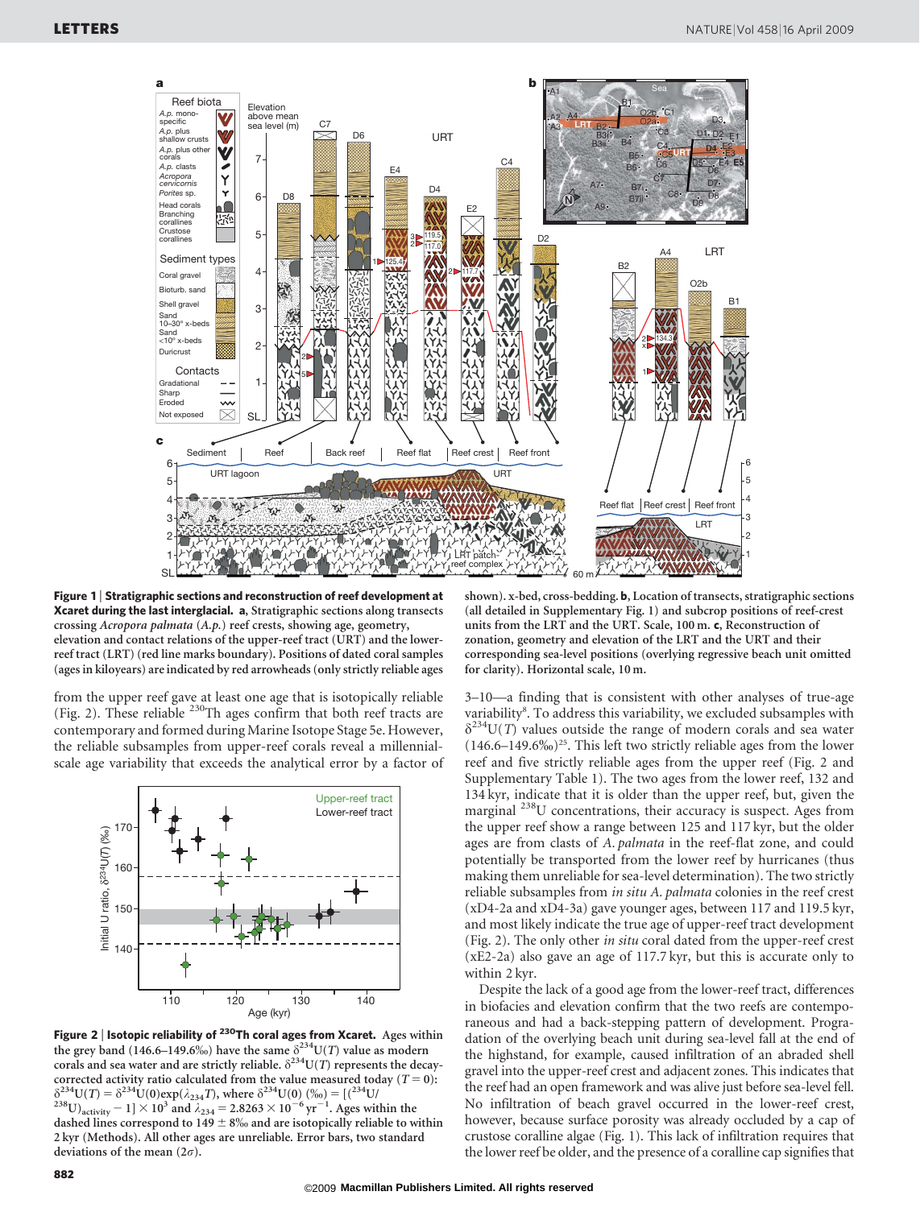Figure 1 | **Stratigraphic sections and reconstruction of reef development at Xcaret during the last interglacial. a**, Stratigraphic sections along transects crossing *Acropora palmata* (*A.p.*) reef crests, showing age, geometry, elevation and contact relations of the upper-reef tract (URT) and the lower-reef tract (LRT) (red line marks boundary). Positions of dated coral samples (ages in kiloyears) are indicated by red arrowheads (only strictly reliable ages shown). x-bed, cross-bedding. **b**, Location of transects, stratigraphic sections (all detailed in Supplementary Fig. 1) and subcrop positions of reef-crest units from the LRT and the URT. Scale, 100 m. **c**, Reconstruction of zonation, geometry and elevation of the LRT and the URT and their corresponding sea-level positions (overlying regressive beach unit omitted for clarity). Horizontal scale, 10 m.

from the upper reef gave at least one age that is isotopically reliable (Fig. 2). These reliable $^{230}$Th ages confirm that both reef tracts are contemporary and formed during Marine Isotope Stage 5e. However, the reliable subsamples from upper-reef corals reveal a millennial-scale age variability that exceeds the analytical error by a factor of 3–10—a finding that is consistent with other analyses of true-age variability[8]. To address this variability, we excluded subsamples with $\delta^{234}$U($T$) values outside the range of modern corals and sea water (146.6–149.6‰)[25]. This left two strictly reliable ages from the lower reef and five strictly reliable ages from the upper reef (Fig. 2 and Supplementary Table 1). The two ages from the lower reef, 132 and 134 kyr, indicate that it is older than the upper reef, but, given the marginal $^{238}$U concentrations, their accuracy is suspect. Ages from the upper reef show a range between 125 and 117 kyr, but the older ages are from clasts of *A. palmata* in the reef-flat zone, and could potentially be transported from the lower reef by hurricanes (thus making them unreliable for sea-level determination). The two strictly reliable subsamples from *in situ A. palmata* colonies in the reef crest (xD4-2a and xD4-3a) gave younger ages, between 117 and 119.5 kyr, and most likely indicate the true age of upper-reef tract development (Fig. 2). The only other *in situ* coral dated from the upper-reef crest (xE2-2a) also gave an age of 117.7 kyr, but this is accurate only to within 2 kyr.

Upper-reef tract
Lower-reef tract
Initial U ratio, $\delta^{234}$U($T$) (‰)
Age (kyr)

Figure 2 | **Isotopic reliability of $^{230}$Th coral ages from Xcaret.** Ages within the grey band (146.6–149.6‰) have the same $\delta^{234}$U($T$) value as modern corals and sea water and are strictly reliable. $\delta^{234}$U($T$) represents the decay-corrected activity ratio calculated from the value measured today ($T = 0$): $\delta^{234}$U($T$) = $\delta^{234}$U(0)exp($\lambda_{234}T$), where $\delta^{234}$U(0) (‰) = [($^{234}$U/$^{238}$U)$_{\text{activity}}$ − 1] × 10$^3$ and $\lambda_{234}$ = 2.8263 × 10$^{-6}$ yr$^{-1}$. Ages within the dashed lines correspond to 149 ± 8‰ and are isotopically reliable to within 2 kyr (Methods). All other ages are unreliable. Error bars, two standard deviations of the mean (2σ).

Despite the lack of a good age from the lower-reef tract, differences in biofacies and elevation confirm that the two reefs are contemporaneous and had a back-stepping pattern of development. Progradation of the overlying beach unit during sea-level fall at the end of the highstand, for example, caused infiltration of an abraded shell gravel into the upper-reef crest and adjacent zones. This indicates that the reef had an open framework and was alive just before sea-level fell. No infiltration of beach gravel occurred in the lower-reef crest, however, because surface porosity was already occluded by a cap of crustose coralline algae (Fig. 1). This lack of infiltration requires that the lower reef be older, and the presence of a coralline cap signifies that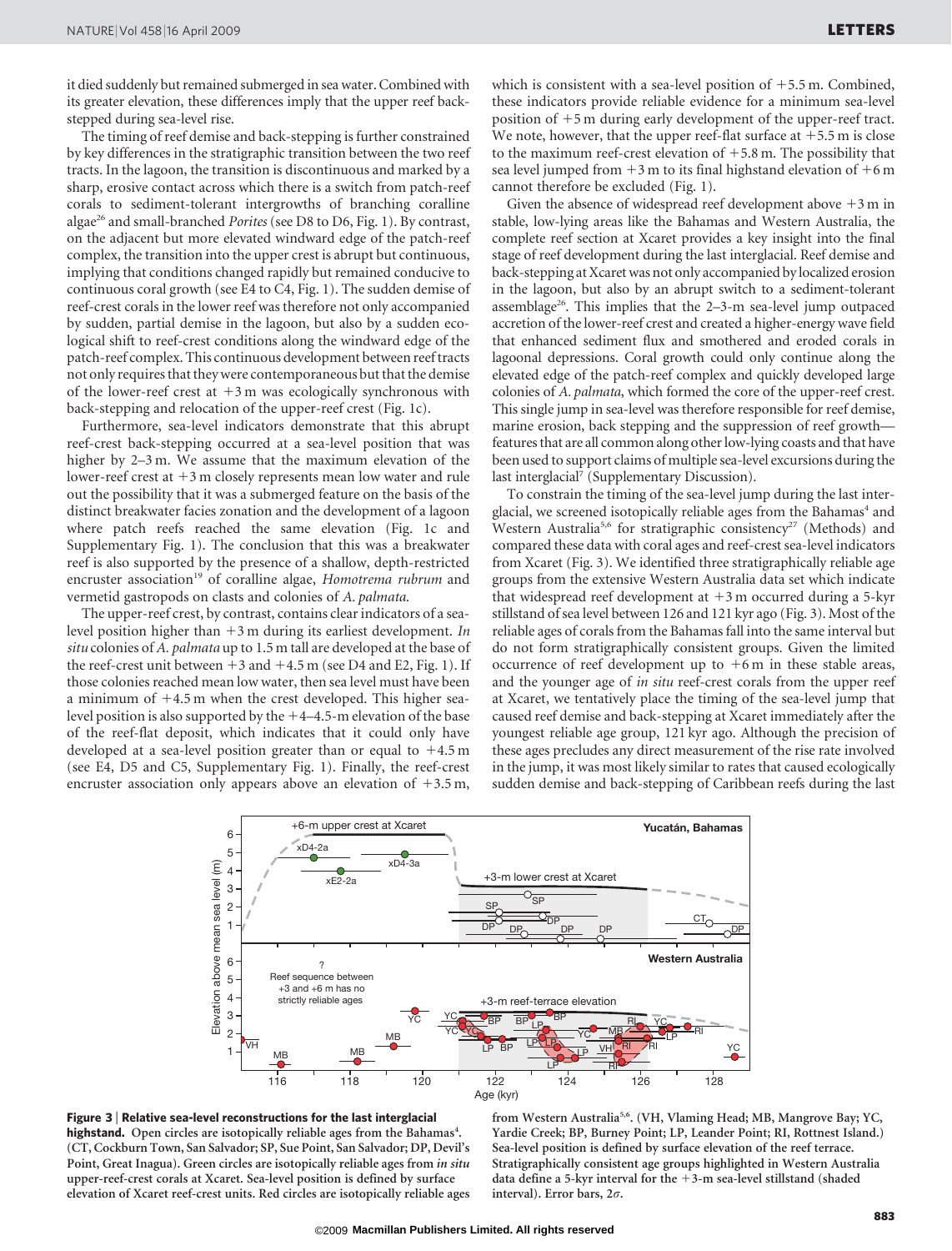it died suddenly but remained submerged in sea water. Combined with its greater elevation, these differences imply that the upper reef back-stepped during sea-level rise.

The timing of reef demise and back-stepping is further constrained by key differences in the stratigraphic transition between the two reef tracts. In the lagoon, the transition is discontinuous and marked by a sharp, erosive contact across which there is a switch from patch-reef corals to sediment-tolerant intergrowths of branching coralline algae[26] and small-branched *Porites* (see D8 to D6, Fig. 1). By contrast, on the adjacent but more elevated windward edge of the patch-reef complex, the transition into the upper crest is abrupt but continuous, implying that conditions changed rapidly but remained conducive to continuous coral growth (see E4 to C4, Fig. 1). The sudden demise of reef-crest corals in the lower reef was therefore not only accompanied by sudden, partial demise in the lagoon, but also by a sudden ecological shift to reef-crest conditions along the windward edge of the patch-reef complex. This continuous development between reef tracts not only requires that they were contemporaneous but that the demise of the lower-reef crest at +3 m was ecologically synchronous with back-stepping and relocation of the upper-reef crest (Fig. 1c).

Furthermore, sea-level indicators demonstrate that this abrupt reef-crest back-stepping occurred at a sea-level position that was higher by 2–3 m. We assume that the maximum elevation of the lower-reef crest at +3 m closely represents mean low water and rule out the possibility that it was a submerged feature on the basis of the distinct breakwater facies zonation and the development of a lagoon where patch reefs reached the same elevation (Fig. 1c and Supplementary Fig. 1). The conclusion that this was a breakwater reef is also supported by the presence of a shallow, depth-restricted encruster association[19] of coralline algae, *Homotrema rubrum* and vermetid gastropods on clasts and colonies of *A. palmata*.

The upper-reef crest, by contrast, contains clear indicators of a sea-level position higher than +3 m during its earliest development. *In situ* colonies of *A. palmata* up to 1.5 m tall are developed at the base of the reef-crest unit between +3 and +4.5 m (see D4 and E2, Fig. 1). If those colonies reached mean low water, then sea level must have been a minimum of +4.5 m when the crest developed. This higher sea-level position is also supported by the +4–4.5-m elevation of the base of the reef-flat deposit, which indicates that it could only have developed at a sea-level position greater than or equal to +4.5 m (see E4, D5 and C5, Supplementary Fig. 1). Finally, the reef-crest encruster association only appears above an elevation of +3.5 m, which is consistent with a sea-level position of +5.5 m. Combined, these indicators provide reliable evidence for a minimum sea-level position of +5 m during early development of the upper-reef tract. We note, however, that the upper reef-flat surface at +5.5 m is close to the maximum reef-crest elevation of +5.8 m. The possibility that sea level jumped from +3 m to its final highstand elevation of +6 m cannot therefore be excluded (Fig. 1).

Given the absence of widespread reef development above +3 m in stable, low-lying areas like the Bahamas and Western Australia, the complete reef section at Xcaret provides a key insight into the final stage of reef development during the last interglacial. Reef demise and back-stepping at Xcaret was not only accompanied by localized erosion in the lagoon, but also by an abrupt switch to a sediment-tolerant assemblage[26]. This implies that the 2–3-m sea-level jump outpaced accretion of the lower-reef crest and created a higher-energy wave field that enhanced sediment flux and smothered and eroded corals in lagoonal depressions. Coral growth could only continue along the elevated edge of the patch-reef complex and quickly developed large colonies of *A. palmata*, which formed the core of the upper-reef crest. This single jump in sea-level was therefore responsible for reef demise, marine erosion, back stepping and the suppression of reef growth—features that are all common along other low-lying coasts and that have been used to support claims of multiple sea-level excursions during the last interglacial[7] (Supplementary Discussion).

To constrain the timing of the sea-level jump during the last interglacial, we screened isotopically reliable ages from the Bahamas[4] and Western Australia[5,6] for stratigraphic consistency[27] (Methods) and compared these data with coral ages and reef-crest sea-level indicators from Xcaret (Fig. 3). We identified three stratigraphically reliable age groups from the extensive Western Australia data set which indicate that widespread reef development at +3 m occurred during a 5-kyr stillstand of sea level between 126 and 121 kyr ago (Fig. 3). Most of the reliable ages of corals from the Bahamas fall into the same interval but do not form stratigraphically consistent groups. Given the limited occurrence of reef development up to +6 m in these stable areas, and the younger age of *in situ* reef-crest corals from the upper reef at Xcaret, we tentatively place the timing of the sea-level jump that caused reef demise and back-stepping at Xcaret immediately after the youngest reliable age group, 121 kyr ago. Although the precision of these ages precludes any direct measurement of the rise rate involved in the jump, it was most likely similar to rates that caused ecologically sudden demise and back-stepping of Caribbean reefs during the last

+6-m upper crest at Xcaret
Yucatán, Bahamas
xD4-2a
xD4-3a
xE2-2a
+3-m lower crest at Xcaret
SP SP DP DP DP DP DP CT DP
Western Australia
?
Reef sequence between +3 and +6 m has no strictly reliable ages
+3-m reef-terrace elevation
VH MB MB MB YC YC YC BP BP LP BP BP LP LP LP YC MB VH RI RI RI YC LP RI YC
Elevation above mean sea level (m)
Age (kyr)
116 118 120 122 124 126 128

**Figure 3 | Relative sea-level reconstructions for the last interglacial highstand.** Open circles are isotopically reliable ages from the Bahamas[4]. (CT, Cockburn Town, San Salvador; SP, Sue Point, San Salvador; DP, Devil's Point, Great Inagua). Green circles are isotopically reliable ages from *in situ* upper-reef-crest corals at Xcaret. Sea-level position is defined by surface elevation of Xcaret reef-crest units. Red circles are isotopically reliable ages from Western Australia[5,6]. (VH, Vlaming Head; MB, Mangrove Bay; YC, Yardie Creek; BP, Burney Point; LP, Leander Point; RI, Rottnest Island.) Sea-level position is defined by surface elevation of the reef terrace. Stratigraphically consistent age groups highlighted in Western Australia data define a 5-kyr interval for the +3-m sea-level stillstand (shaded interval). Error bars, 2σ.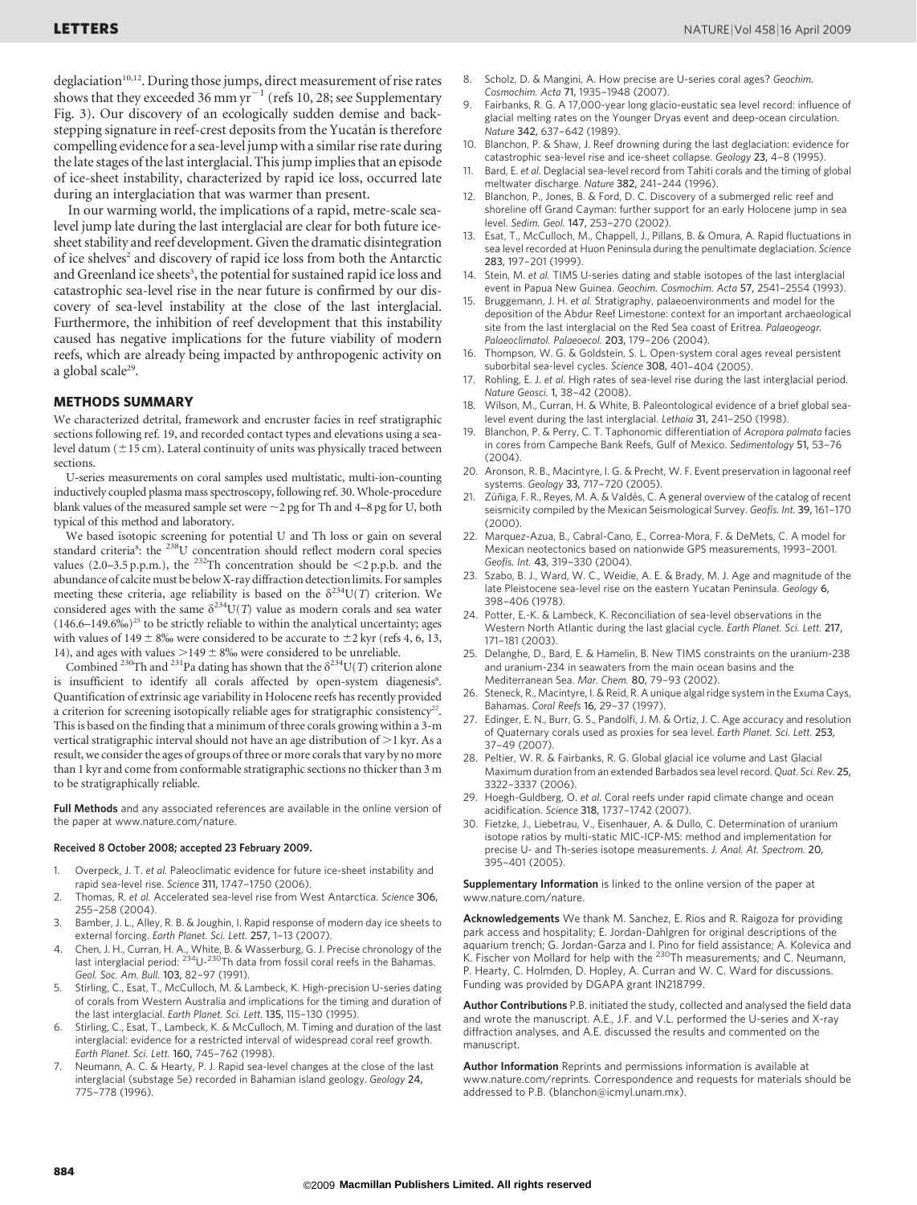deglaciation[10,12]. During those jumps, direct measurement of rise rates shows that they exceeded 36 mm $yr^{-1}$ (refs 10, 28; see Supplementary Fig. 3). Our discovery of an ecologically sudden demise and backstepping signature in reef-crest deposits from the Yucatán is therefore compelling evidence for a sea-level jump with a similar rise rate during the late stages of the last interglacial. This jump implies that an episode of ice-sheet instability, characterized by rapid ice loss, occurred late during an interglaciation that was warmer than present.

In our warming world, the implications of a rapid, metre-scale sea-level jump late during the last interglacial are clear for both future ice-sheet stability and reef development. Given the dramatic disintegration of ice shelves[2] and discovery of rapid ice loss from both the Antarctic and Greenland ice sheets[3], the potential for sustained rapid ice loss and catastrophic sea-level rise in the near future is confirmed by our discovery of sea-level instability at the close of the last interglacial. Furthermore, the inhibition of reef development that this instability caused has negative implications for the future viability of modern reefs, which are already being impacted by anthropogenic activity on a global scale[29].

## METHODS SUMMARY

We characterized detrital, framework and encruster facies in reef stratigraphic sections following ref. 19, and recorded contact types and elevations using a sea-level datum (±15 cm). Lateral continuity of units was physically traced between sections.

U-series measurements on coral samples used multistatic, multi-ion-counting inductively coupled plasma mass spectroscopy, following ref. 30. Whole-procedure blank values of the measured sample set were ~2 pg for Th and 4–8 pg for U, both typical of this method and laboratory.

We based isotopic screening for potential U and Th loss or gain on several standard criteria[8]: the $^{238}U$ concentration should reflect modern coral species values (2.0–3.5 p.p.m.), the $^{232}Th$ concentration should be <2 p.p.b. and the abundance of calcite must be below X-ray diffraction detection limits. For samples meeting these criteria, age reliability is based on the $\delta^{234}U(T)$ criterion. We considered ages with the same $\delta^{234}U(T)$ value as modern corals and sea water (146.6–149.6‰)[25] to be strictly reliable to within the analytical uncertainty; ages with values of 149 ± 8‰ were considered to be accurate to ±2 kyr (refs 4, 6, 13, 14), and ages with values >149 ± 8‰ were considered to be unreliable.

Combined $^{230}Th$ and $^{231}Pa$ dating has shown that the $\delta^{234}U(T)$ criterion alone is insufficient to identify all corals affected by open-system diagenesis[8]. Quantification of extrinsic age variability in Holocene reefs has recently provided a criterion for screening isotopically reliable ages for stratigraphic consistency[27]. This is based on the finding that a minimum of three corals growing within a 3-m vertical stratigraphic interval should not have an age distribution of >1 kyr. As a result, we consider the ages of groups of three or more corals that vary by no more than 1 kyr and come from conformable stratigraphic sections no thicker than 3 m to be stratigraphically reliable.

**Full Methods** and any associated references are available in the online version of the paper at www.nature.com/nature.

**Received 8 October 2008; accepted 23 February 2009.**

1. Overpeck, J. T. *et al.* Paleoclimatic evidence for future ice-sheet instability and rapid sea-level rise. *Science* **311,** 1747–1750 (2006).
2. Thomas, R. *et al.* Accelerated sea-level rise from West Antarctica. *Science* **306,** 255–258 (2004).
3. Bamber, J. L., Alley, R. B. & Joughin, I. Rapid response of modern day ice sheets to external forcing. *Earth Planet. Sci. Lett.* **257,** 1–13 (2007).
4. Chen, J. H., Curran, H. A., White, B. & Wasserburg, G. J. Precise chronology of the last interglacial period: $^{234}U$-$^{230}Th$ data from fossil coral reefs in the Bahamas. *Geol. Soc. Am. Bull.* **103,** 82–97 (1991).
5. Stirling, C., Esat, T., McCulloch, M. & Lambeck, K. High-precision U-series dating of corals from Western Australia and implications for the timing and duration of the last interglacial. *Earth Planet. Sci. Lett.* **135,** 115–130 (1995).
6. Stirling, C., Esat, T., Lambeck, K. & McCulloch, M. Timing and duration of the last interglacial: evidence for a restricted interval of widespread coral reef growth. *Earth Planet. Sci. Lett.* **160,** 745–762 (1998).
7. Neumann, A. C. & Hearty, P. J. Rapid sea-level changes at the close of the last interglacial (substage 5e) recorded in Bahamian island geology. *Geology* **24,** 775–778 (1996).
8. Scholz, D. & Mangini, A. How precise are U-series coral ages? *Geochim. Cosmochim. Acta* **71,** 1935–1948 (2007).
9. Fairbanks, R. G. A 17,000-year long glacio-eustatic sea level record: influence of glacial melting rates on the Younger Dryas event and deep-ocean circulation. *Nature* **342,** 637–642 (1989).
10. Blanchon, P. & Shaw, J. Reef drowning during the last deglaciation: evidence for catastrophic sea-level rise and ice-sheet collapse. *Geology* **23,** 4–8 (1995).
11. Bard, E. *et al.* Deglacial sea-level record from Tahiti corals and the timing of global meltwater discharge. *Nature* **382,** 241–244 (1996).
12. Blanchon, P., Jones, B. & Ford, D. C. Discovery of a submerged relic reef and shoreline off Grand Cayman: further support for an early Holocene jump in sea level. *Sedim. Geol.* **147,** 253–270 (2002).
13. Esat, T., McCulloch, M., Chappell, J., Pillans, B. & Omura, A. Rapid fluctuations in sea level recorded at Huon Peninsula during the penultimate deglaciation. *Science* **283,** 197–201 (1999).
14. Stein, M. *et al.* TIMS U-series dating and stable isotopes of the last interglacial event in Papua New Guinea. *Geochim. Cosmochim. Acta* **57,** 2541–2554 (1993).
15. Bruggemann, J. H. *et al.* Stratigraphy, palaeoenvironments and model for the deposition of the Abdur Reef Limestone: context for an important archaeological site from the last interglacial on the Red Sea coast of Eritrea. *Palaeogeogr. Palaeoclimatol. Palaeoecol.* **203,** 179–206 (2004).
16. Thompson, W. G. & Goldstein, S. L. Open-system coral ages reveal persistent suborbital sea-level cycles. *Science* **308,** 401–404 (2005).
17. Rohling, E. J. *et al.* High rates of sea-level rise during the last interglacial period. *Nature Geosci.* **1,** 38–42 (2008).
18. Wilson, M., Curran, H. & White, B. Paleontological evidence of a brief global sea-level event during the last interglacial. *Lethaia* **31,** 241–250 (1998).
19. Blanchon, P. & Perry, C. T. Taphonomic differentiation of *Acropora palmata* facies in cores from Campeche Bank Reefs, Gulf of Mexico. *Sedimentology* **51,** 53–76 (2004).
20. Aronson, R. B., Macintyre, I. G. & Precht, W. F. Event preservation in lagoonal reef systems. *Geology* **33,** 717–720 (2005).
21. Zúñiga, F. R., Reyes, M. A. & Valdés, C. A general overview of the catalog of recent seismicity compiled by the Mexican Seismological Survey. *Geofís. Int.* **39,** 161–170 (2000).
22. Marquez-Azua, B., Cabral-Cano, E., Correa-Mora, F. & DeMets, C. A model for Mexican neotectonics based on nationwide GPS measurements, 1993–2001. *Geofís. Int.* **43,** 319–330 (2004).
23. Szabo, B. J., Ward, W. C., Weidie, A. E. & Brady, M. J. Age and magnitude of the late Pleistocene sea-level rise on the eastern Yucatan Peninsula. *Geology* **6,** 398–406 (1978).
24. Potter, E.-K. & Lambeck, K. Reconciliation of sea-level observations in the Western North Atlantic during the last glacial cycle. *Earth Planet. Sci. Lett.* **217,** 171–181 (2003).
25. Delanghe, D., Bard, E. & Hamelin, B. New TIMS constraints on the uranium-238 and uranium-234 in seawaters from the main ocean basins and the Mediterranean Sea. *Mar. Chem.* **80,** 79–93 (2002).
26. Steneck, R., Macintyre, I. & Reid, R. A unique algal ridge system in the Exuma Cays, Bahamas. *Coral Reefs* **16,** 29–37 (1997).
27. Edinger, E. N., Burr, G. S., Pandolfi, J. M. & Ortiz, J. C. Age accuracy and resolution of Quaternary corals used as proxies for sea level. *Earth Planet. Sci. Lett.* **253,** 37–49 (2007).
28. Peltier, W. R. & Fairbanks, R. G. Global glacial ice volume and Last Glacial Maximum duration from an extended Barbados sea level record. *Quat. Sci. Rev.* **25,** 3322–3337 (2006).
29. Hoegh-Guldberg, O. *et al.* Coral reefs under rapid climate change and ocean acidification. *Science* **318,** 1737–1742 (2007).
30. Fietzke, J., Liebetrau, V., Eisenhauer, A. & Dullo, C. Determination of uranium isotope ratios by multi-static MIC-ICP-MS: method and implementation for precise U- and Th-series isotope measurements. *J. Anal. At. Spectrom.* **20,** 395–401 (2005).

**Supplementary Information** is linked to the online version of the paper at www.nature.com/nature.

**Acknowledgements** We thank M. Sanchez, E. Rios and R. Raigoza for providing park access and hospitality; E. Jordan-Dahlgren for original descriptions of the aquarium trench; G. Jordan-Garza and I. Pino for field assistance; A. Kolevica and K. Fischer von Mollard for help with the $^{230}Th$ measurements; and C. Neumann, P. Hearty, C. Holmden, D. Hopley, A. Curran and W. C. Ward for discussions. Funding was provided by DGAPA grant IN218799.

**Author Contributions** P.B. initiated the study, collected and analysed the field data and wrote the manuscript. A.E., J.F. and V.L. performed the U-series and X-ray diffraction analyses, and A.E. discussed the results and commented on the manuscript.

**Author Information** Reprints and permissions information is available at www.nature.com/reprints. Correspondence and requests for materials should be addressed to P.B. (blanchon@icmyl.unam.mx).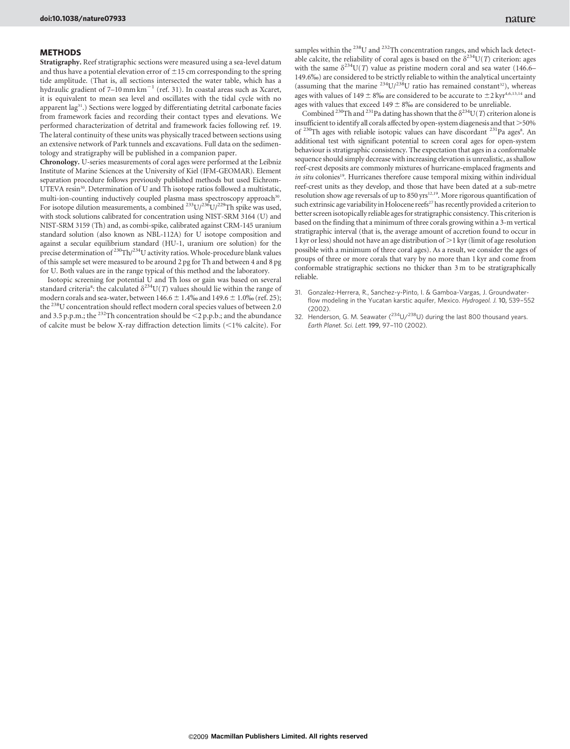## METHODS

**Stratigraphy.** Reef stratigraphic sections were measured using a sea-level datum and thus have a potential elevation error of ±15 cm corresponding to the spring tide amplitude. (That is, all sections intersected the water table, which has a hydraulic gradient of 7–10 mm $km^{-1}$ (ref. 31). In coastal areas such as Xcaret, it is equivalent to mean sea level and oscillates with the tidal cycle with no apparent lag[31].) Sections were logged by differentiating detrital carbonate facies from framework facies and recording their contact types and elevations. We performed characterization of detrital and framework facies following ref. 19. The lateral continuity of these units was physically traced between sections using an extensive network of Park tunnels and excavations. Full data on the sedimentology and stratigraphy will be published in a companion paper.

**Chronology.** U-series measurements of coral ages were performed at the Leibniz Institute of Marine Sciences at the University of Kiel (IFM-GEOMAR). Element separation procedure follows previously published methods but used Eichrom-UTEVA resin[30]. Determination of U and Th isotope ratios followed a multistatic, multi-ion-counting inductively coupled plasma mass spectroscopy approach[30]. For isotope dilution measurements, a combined $^{233}U/^{236}U/^{229}Th$ spike was used, with stock solutions calibrated for concentration using NIST-SRM 3164 (U) and NIST-SRM 3159 (Th) and, as combi-spike, calibrated against CRM-145 uranium standard solution (also known as NBL-112A) for U isotope composition and against a secular equilibrium standard (HU-1, uranium ore solution) for the precise determination of $^{230}Th/^{234}U$ activity ratios. Whole-procedure blank values of this sample set were measured to be around 2 pg for Th and between 4 and 8 pg for U. Both values are in the range typical of this method and the laboratory.

Isotopic screening for potential U and Th loss or gain was based on several standard criteria[8]: the calculated $\delta^{234}U(T)$ values should lie within the range of modern corals and sea-water, between 146.6 ± 1.4‰ and 149.6 ± 1.0‰ (ref. 25); the $^{238}U$ concentration should reflect modern coral species values of between 2.0 and 3.5 p.p.m.; the $^{232}Th$ concentration should be <2 p.p.b.; and the abundance of calcite must be below X-ray diffraction detection limits (<1% calcite). For samples within the $^{238}U$ and $^{232}Th$ concentration ranges, and which lack detectable calcite, the reliability of coral ages is based on the $\delta^{234}U(T)$ criterion: ages with the same $\delta^{234}U(T)$ value as pristine modern coral and sea water (146.6–149.6‰) are considered to be strictly reliable to within the analytical uncertainty (assuming that the marine $^{234}U/^{238}U$ ratio has remained constant[32]), whereas ages with values of 149 ± 8‰ are considered to be accurate to ±2 kyr[4,6,13,14] and ages with values that exceed 149 ± 8‰ are considered to be unreliable.

Combined $^{230}Th$ and $^{231}Pa$ dating has shown that the $\delta^{234}U(T)$ criterion alone is insufficient to identify all corals affected by open-system diagenesis and that >50% of $^{230}Th$ ages with reliable isotopic values can have discordant $^{231}Pa$ ages[8]. An additional test with significant potential to screen coral ages for open-system behaviour is stratigraphic consistency. The expectation that ages in a conformable sequence should simply decrease with increasing elevation is unrealistic, as shallow reef-crest deposits are commonly mixtures of hurricane-emplaced fragments and *in situ* colonies[19]. Hurricanes therefore cause temporal mixing within individual reef-crest units as they develop, and those that have been dated at a sub-metre resolution show age reversals of up to 850 yrs[12,19]. More rigorous quantification of such extrinsic age variability in Holocene reefs[27] has recently provided a criterion to better screen isotopically reliable ages for stratigraphic consistency. This criterion is based on the finding that a minimum of three corals growing within a 3-m vertical stratigraphic interval (that is, the average amount of accretion found to occur in 1 kyr or less) should not have an age distribution of >1 kyr (limit of age resolution possible with a minimum of three coral ages). As a result, we consider the ages of groups of three or more corals that vary by no more than 1 kyr and come from conformable stratigraphic sections no thicker than 3 m to be stratigraphically reliable.

31. Gonzalez-Herrera, R., Sanchez-y-Pinto, I. & Gamboa-Vargas, J. Groundwater-flow modeling in the Yucatan karstic aquifer, Mexico. *Hydrogeol. J.* **10,** 539–552 (2002).
32. Henderson, G. M. Seawater ($^{234}U/^{238}U$) during the last 800 thousand years. *Earth Planet. Sci. Lett.* **199,** 97–110 (2002).